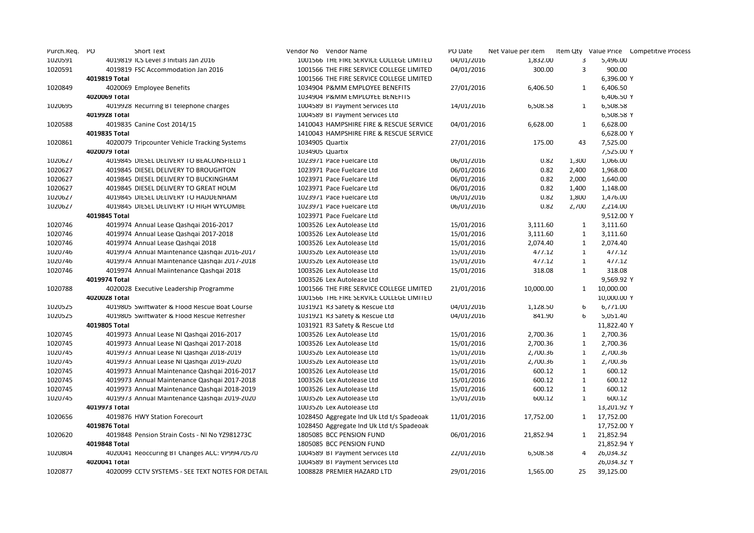| Purch.Req. | PO | Short Text | Vendor No | Vendor Name | PO Date | Net Value per item | Item Qty | Value Price | Competitive Process |
|---|---|---|---|---|---|---|---|---|---|
| 1020591 | 4019819 | ICS Level 3 Initials Jan 2016 | 1001566 | THE FIRE SERVICE COLLEGE LIMITED | 04/01/2016 | 1,832.00 | 3 | 5,496.00 | |
| 1020591 | 4019819 | FSC Accommodation Jan 2016 | 1001566 | THE FIRE SERVICE COLLEGE LIMITED | 04/01/2016 | 300.00 | 3 | 900.00 | |
| | 4019819 Total | | 1001566 | THE FIRE SERVICE COLLEGE LIMITED | | | | 6,396.00 | Y |
| 1020849 | 4020069 | Employee Benefits | 1034904 | P&MM EMPLOYEE BENEFITS | 27/01/2016 | 6,406.50 | 1 | 6,406.50 | |
| | 4020069 Total | | 1034904 | P&MM EMPLOYEE BENEFITS | | | | 6,406.50 | Y |
| 1020695 | 4019928 | Recurring BT telephone charges | 1004589 | BT Payment Services Ltd | 14/01/2016 | 6,508.58 | 1 | 6,508.58 | |
| | 4019928 Total | | 1004589 | BT Payment Services Ltd | | | | 6,508.58 | Y |
| 1020588 | 4019835 | Canine Cost 2014/15 | 1410043 | HAMPSHIRE FIRE & RESCUE SERVICE | 04/01/2016 | 6,628.00 | 1 | 6,628.00 | |
| | 4019835 Total | | 1410043 | HAMPSHIRE FIRE & RESCUE SERVICE | | | | 6,628.00 | Y |
| 1020861 | 4020079 | Tripcounter Vehicle Tracking Systems | 1034905 | Quartix | 27/01/2016 | 175.00 | 43 | 7,525.00 | |
| | 4020079 Total | | 1034905 | Quartix | | | | 7,525.00 | Y |
| 1020627 | 4019845 | DIESEL DELIVERY TO BEACONSFIELD 1 | 1023971 | Pace Fuelcare Ltd | 06/01/2016 | 0.82 | 1,300 | 1,066.00 | |
| 1020627 | 4019845 | DIESEL DELIVERY TO BROUGHTON | 1023971 | Pace Fuelcare Ltd | 06/01/2016 | 0.82 | 2,400 | 1,968.00 | |
| 1020627 | 4019845 | DIESEL DELIVERY TO BUCKINGHAM | 1023971 | Pace Fuelcare Ltd | 06/01/2016 | 0.82 | 2,000 | 1,640.00 | |
| 1020627 | 4019845 | DIESEL DELIVERY TO GREAT HOLM | 1023971 | Pace Fuelcare Ltd | 06/01/2016 | 0.82 | 1,400 | 1,148.00 | |
| 1020627 | 4019845 | DIESEL DELIVERY TO HADDENHAM | 1023971 | Pace Fuelcare Ltd | 06/01/2016 | 0.82 | 1,800 | 1,476.00 | |
| 1020627 | 4019845 | DIESEL DELIVERY TO HIGH WYCOMBE | 1023971 | Pace Fuelcare Ltd | 06/01/2016 | 0.82 | 2,700 | 2,214.00 | |
| | 4019845 Total | | 1023971 | Pace Fuelcare Ltd | | | | 9,512.00 | Y |
| 1020746 | 4019974 | Annual Lease Qashqai 2016-2017 | 1003526 | Lex Autolease Ltd | 15/01/2016 | 3,111.60 | 1 | 3,111.60 | |
| 1020746 | 4019974 | Annual Lease Qashqai 2017-2018 | 1003526 | Lex Autolease Ltd | 15/01/2016 | 3,111.60 | 1 | 3,111.60 | |
| 1020746 | 4019974 | Annual Lease Qashqai 2018 | 1003526 | Lex Autolease Ltd | 15/01/2016 | 2,074.40 | 1 | 2,074.40 | |
| 1020746 | 4019974 | Annual Maintenance Qashqai 2016-2017 | 1003526 | Lex Autolease Ltd | 15/01/2016 | 477.12 | 1 | 477.12 | |
| 1020746 | 4019974 | Annual Maintenance Qashqai 2017-2018 | 1003526 | Lex Autolease Ltd | 15/01/2016 | 477.12 | 1 | 477.12 | |
| 1020746 | 4019974 | Annual Maiintenance Qashqai 2018 | 1003526 | Lex Autolease Ltd | 15/01/2016 | 318.08 | 1 | 318.08 | |
| | 4019974 Total | | 1003526 | Lex Autolease Ltd | | | | 9,569.92 | Y |
| 1020788 | 4020028 | Executive Leadership Programme | 1001566 | THE FIRE SERVICE COLLEGE LIMITED | 21/01/2016 | 10,000.00 | 1 | 10,000.00 | |
| | 4020028 Total | | 1001566 | THE FIRE SERVICE COLLEGE LIMITED | | | | 10,000.00 | Y |
| 1020525 | 4019805 | Swiftwater & Flood Rescue Boat Course | 1031921 | R3 Safety & Rescue Ltd | 04/01/2016 | 1,128.50 | 6 | 6,771.00 | |
| 1020525 | 4019805 | Swiftwater & Flood Rescue Refresher | 1031921 | R3 Safety & Rescue Ltd | 04/01/2016 | 841.90 | 6 | 5,051.40 | |
| | 4019805 Total | | 1031921 | R3 Safety & Rescue Ltd | | | | 11,822.40 | Y |
| 1020745 | 4019973 | Annual Lease NI Qashqai 2016-2017 | 1003526 | Lex Autolease Ltd | 15/01/2016 | 2,700.36 | 1 | 2,700.36 | |
| 1020745 | 4019973 | Annual Lease NI Qashqai 2017-2018 | 1003526 | Lex Autolease Ltd | 15/01/2016 | 2,700.36 | 1 | 2,700.36 | |
| 1020745 | 4019973 | Annual Lease NI Qashqai 2018-2019 | 1003526 | Lex Autolease Ltd | 15/01/2016 | 2,700.36 | 1 | 2,700.36 | |
| 1020745 | 4019973 | Annual Lease NI Qashqai 2019-2020 | 1003526 | Lex Autolease Ltd | 15/01/2016 | 2,700.36 | 1 | 2,700.36 | |
| 1020745 | 4019973 | Annual Maintenance Qashqai 2016-2017 | 1003526 | Lex Autolease Ltd | 15/01/2016 | 600.12 | 1 | 600.12 | |
| 1020745 | 4019973 | Annual Maintenance Qashqai 2017-2018 | 1003526 | Lex Autolease Ltd | 15/01/2016 | 600.12 | 1 | 600.12 | |
| 1020745 | 4019973 | Annual Maintenance Qashqai 2018-2019 | 1003526 | Lex Autolease Ltd | 15/01/2016 | 600.12 | 1 | 600.12 | |
| 1020745 | 4019973 | Annual Maintenance Qashqai 2019-2020 | 1003526 | Lex Autolease Ltd | 15/01/2016 | 600.12 | 1 | 600.12 | |
| | 4019973 Total | | 1003526 | Lex Autolease Ltd | | | | 13,201.92 | Y |
| 1020656 | 4019876 | HWY Station Forecourt | 1028450 | Aggregate Ind Uk Ltd t/s Spadeoak | 11/01/2016 | 17,752.00 | 1 | 17,752.00 | |
| | 4019876 Total | | 1028450 | Aggregate Ind Uk Ltd t/s Spadeoak | | | | 17,752.00 | Y |
| 1020620 | 4019848 | Pension Strain Costs - NI No YZ981273C | 1805085 | BCC PENSION FUND | 06/01/2016 | 21,852.94 | 1 | 21,852.94 | |
| | 4019848 Total | | 1805085 | BCC PENSION FUND | | | | 21,852.94 | Y |
| 1020804 | 4020041 | Reoccuring BT Changes ACC: VP99470570 | 1004589 | BT Payment Services Ltd | 22/01/2016 | 6,508.58 | 4 | 26,034.32 | |
| | 4020041 Total | | 1004589 | BT Payment Services Ltd | | | | 26,034.32 | Y |
| 1020877 | 4020099 | CCTV SYSTEMS - SEE TEXT NOTES FOR DETAIL | 1008828 | PREMIER HAZARD LTD | 29/01/2016 | 1,565.00 | 25 | 39,125.00 | |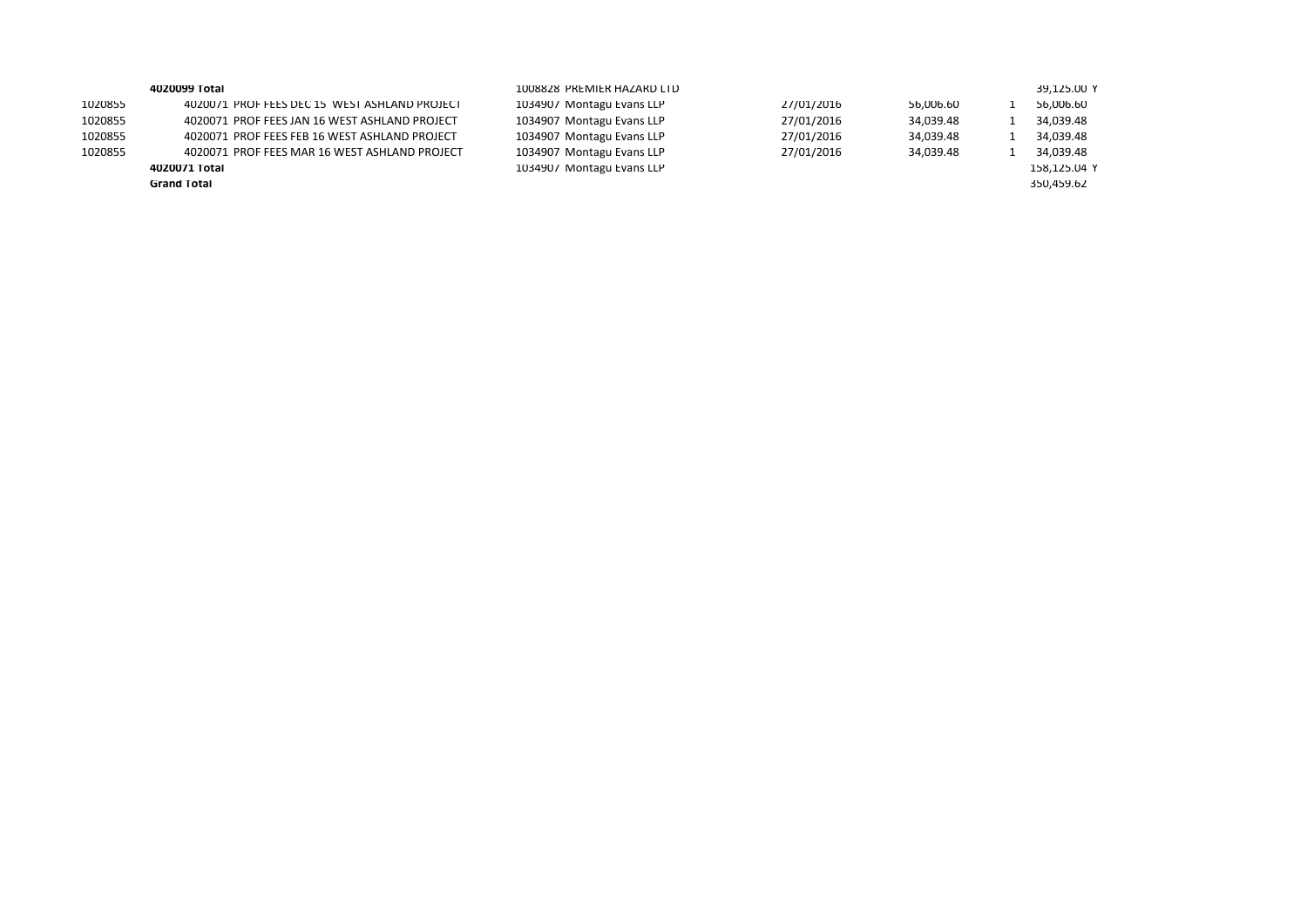| | | | | | | | |
|---|---|---|---|---|---|---|---|
| | **4020099 Total** | 1008828 PREMIER HAZARD LTD | | | | 39,125.00 | Y |
| 1020855 | 4020071 PROF FEES DEC 15 WEST ASHLAND PROJECT | 1034907 Montagu Evans LLP | 27/01/2016 | 56,006.60 | 1 | 56,006.60 | |
| 1020855 | 4020071 PROF FEES JAN 16 WEST ASHLAND PROJECT | 1034907 Montagu Evans LLP | 27/01/2016 | 34,039.48 | 1 | 34,039.48 | |
| 1020855 | 4020071 PROF FEES FEB 16 WEST ASHLAND PROJECT | 1034907 Montagu Evans LLP | 27/01/2016 | 34,039.48 | 1 | 34,039.48 | |
| 1020855 | 4020071 PROF FEES MAR 16 WEST ASHLAND PROJECT | 1034907 Montagu Evans LLP | 27/01/2016 | 34,039.48 | 1 | 34,039.48 | |
| | **4020071 Total** | 1034907 Montagu Evans LLP | | | | 158,125.04 | Y |
| | **Grand Total** | | | | | 350,459.62 | |